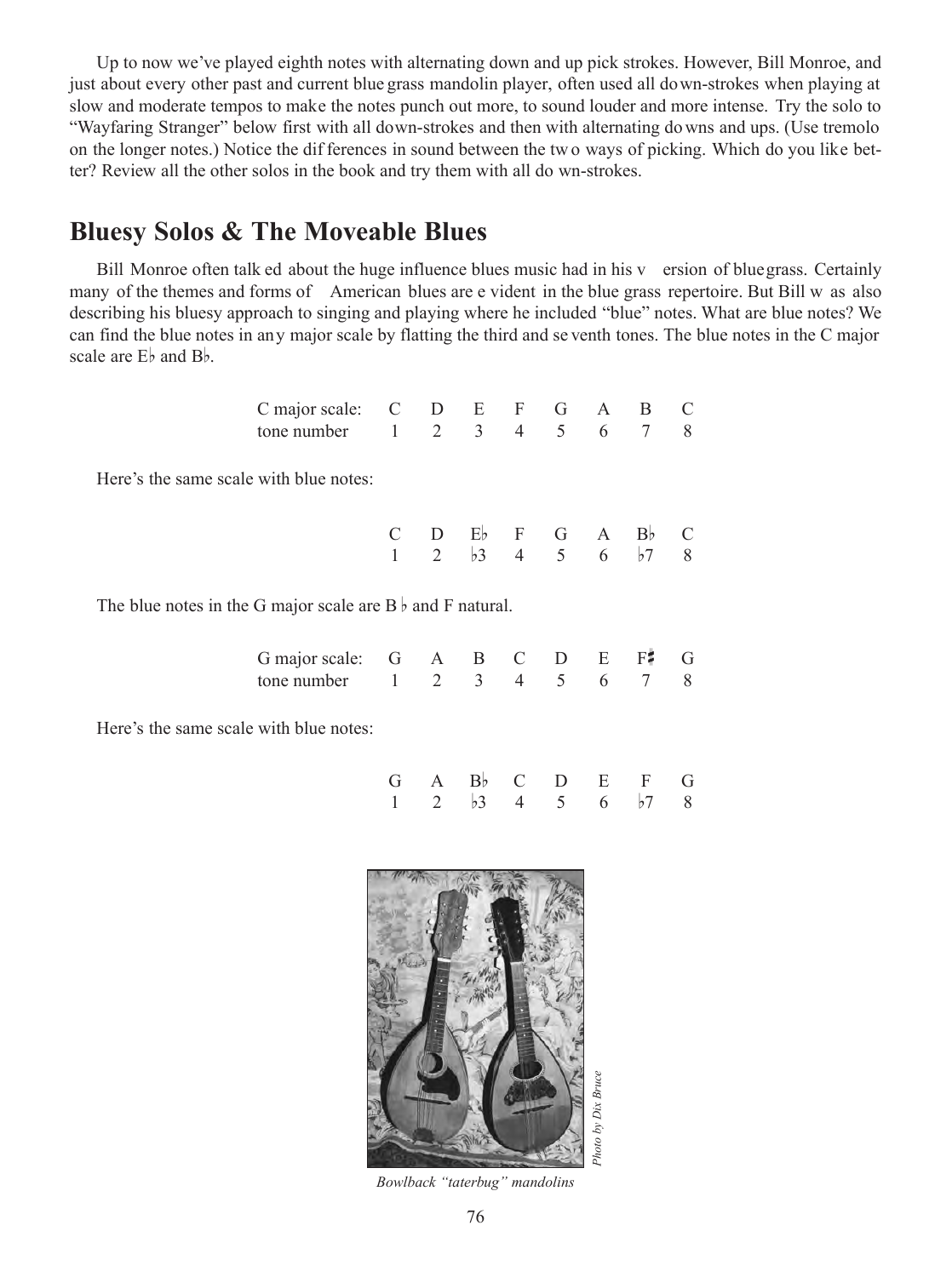Up to now we've played eighth notes with alternating down and up pick strokes. However, Bill Monroe, and just about every other past and current bluegrass mandolin player, often used all down-strokes when playing at slow and moderate tempos to make the notes punch out more, to sound louder and more intense. Try the solo to "Wayfaring Stranger" below first with all down-strokes and then with alternating downs and ups. (Use tremolo on the longer notes.) Notice the differences in sound between the two ways of picking. Which do you like better? Review all the other solos in the book and try them with all down-strokes.

## Bluesy Solos & The Moveable Blues

Bill Monroe often talked about the huge influence blues music had in his version of bluegrass. Certainly many of the themes and forms of American blues are evident in the bluegrass repertoire. But Bill was also describing his bluesy approach to singing and playing where he included "blue" notes. What are blue notes? We can find the blue notes in any major scale by flatting the third and seventh tones. The blue notes in the C major scale are E♭ and B♭.

| C major scale: | C | D | E | F | G | A | B | C |
|---|---|---|---|---|---|---|---|---|
| tone number | 1 | 2 | 3 | 4 | 5 | 6 | 7 | 8 |

Here's the same scale with blue notes:

| C | D | E♭ | F | G | A | B♭ | C |
|---|---|---|---|---|---|---|---|
| 1 | 2 | ♭3 | 4 | 5 | 6 | ♭7 | 8 |

The blue notes in the G major scale are B♭ and F natural.

| G major scale: | G | A | B | C | D | E | F♯ | G |
|---|---|---|---|---|---|---|---|---|
| tone number | 1 | 2 | 3 | 4 | 5 | 6 | 7 | 8 |

Here's the same scale with blue notes:

| G | A | B♭ | C | D | E | F | G |
|---|---|---|---|---|---|---|---|
| 1 | 2 | ♭3 | 4 | 5 | 6 | ♭7 | 8 |

*Photo by Dix Bruce*

*Bowlback "taterbug" mandolins*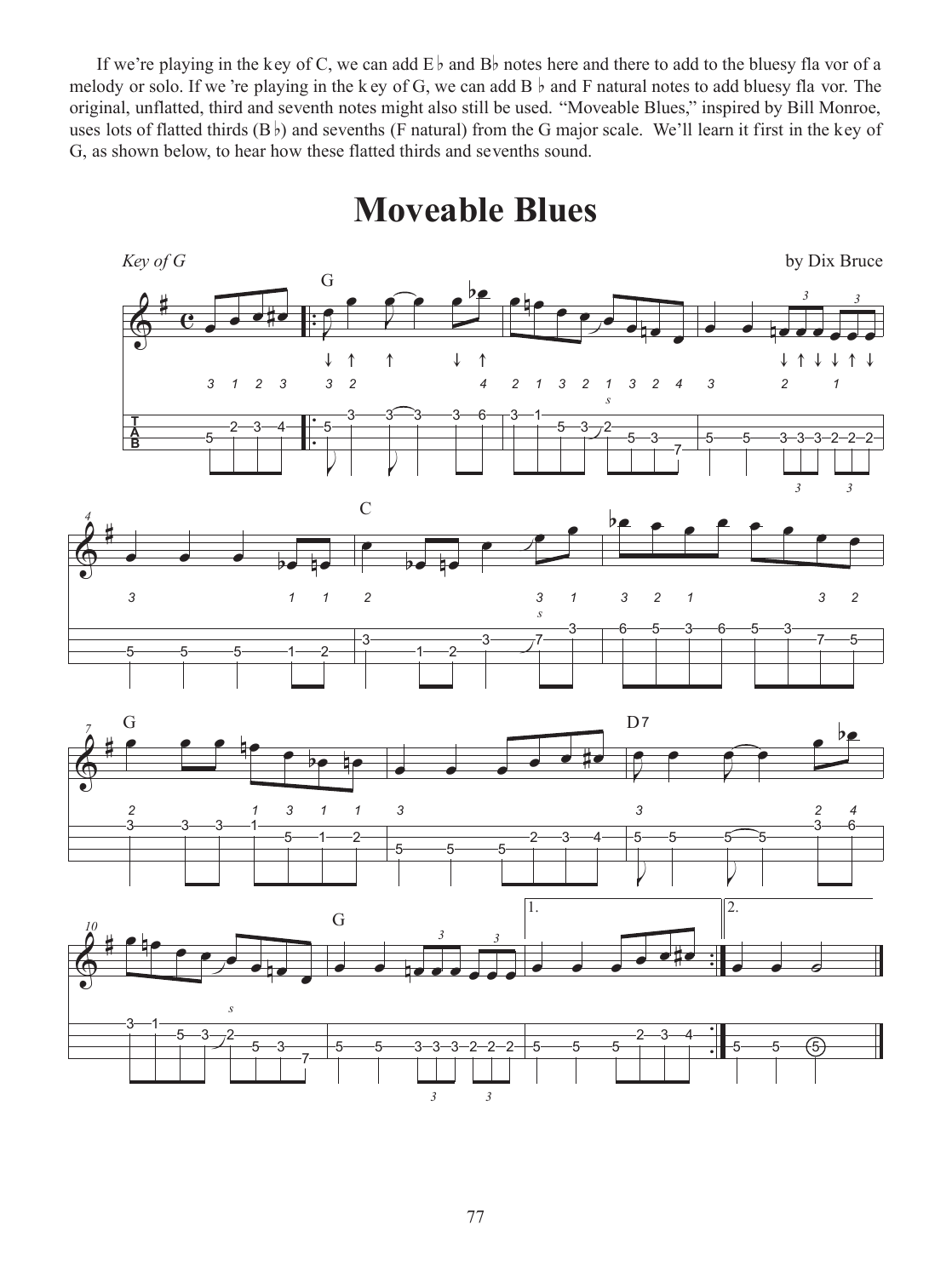If we're playing in the key of C, we can add E♭ and B♭ notes here and there to add to the bluesy flavor of a melody or solo. If we're playing in the key of G, we can add B♭ and F natural notes to add bluesy flavor. The original, unflatted, third and seventh notes might also still be used. "Moveable Blues," inspired by Bill Monroe, uses lots of flatted thirds (B♭) and sevenths (F natural) from the G major scale. We'll learn it first in the key of G, as shown below, to hear how these flatted thirds and sevenths sound.

# Moveable Blues

*Key of G*

by Dix Bruce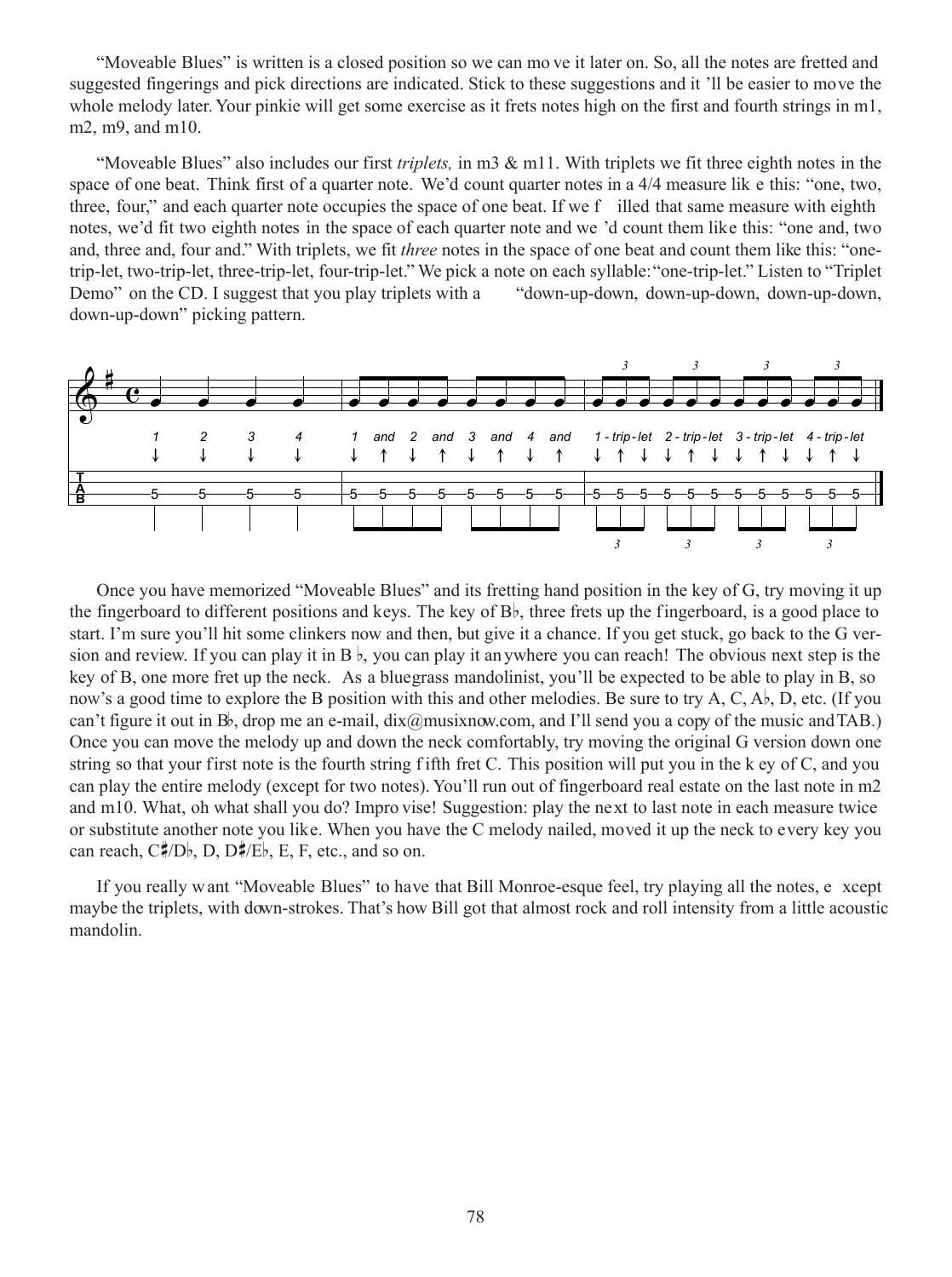"Moveable Blues" is written is a closed position so we can move it later on. So, all the notes are fretted and suggested fingerings and pick directions are indicated. Stick to these suggestions and it 'll be easier to move the whole melody later. Your pinkie will get some exercise as it frets notes high on the first and fourth strings in m1, m2, m9, and m10.

"Moveable Blues" also includes our first *triplets,* in m3 & m11. With triplets we fit three eighth notes in the space of one beat. Think first of a quarter note. We'd count quarter notes in a 4/4 measure like this: "one, two, three, four," and each quarter note occupies the space of one beat. If we filled that same measure with eighth notes, we'd fit two eighth notes in the space of each quarter note and we 'd count them like this: "one and, two and, three and, four and." With triplets, we fit *three* notes in the space of one beat and count them like this: "one-trip-let, two-trip-let, three-trip-let, four-trip-let." We pick a note on each syllable: "one-trip-let." Listen to "Triplet Demo" on the CD. I suggest that you play triplets with a "down-up-down, down-up-down, down-up-down, down-up-down" picking pattern.

1 2 3 4 | 1 and 2 and 3 and 4 and | 1 - trip - let 2 - trip - let 3 - trip - let 4 - trip - let

Once you have memorized "Moveable Blues" and its fretting hand position in the key of G, try moving it up the fingerboard to different positions and keys. The key of B♭, three frets up the fingerboard, is a good place to start. I'm sure you'll hit some clinkers now and then, but give it a chance. If you get stuck, go back to the G version and review. If you can play it in B♭, you can play it anywhere you can reach! The obvious next step is the key of B, one more fret up the neck. As a bluegrass mandolinist, you'll be expected to be able to play in B, so now's a good time to explore the B position with this and other melodies. Be sure to try A, C, A♭, D, etc. (If you can't figure it out in B♭, drop me an e-mail, dix@musixnow.com, and I'll send you a copy of the music and TAB.) Once you can move the melody up and down the neck comfortably, try moving the original G version down one string so that your first note is the fourth string fifth fret C. This position will put you in the key of C, and you can play the entire melody (except for two notes). You'll run out of fingerboard real estate on the last note in m2 and m10. What, oh what shall you do? Improvise! Suggestion: play the next to last note in each measure twice or substitute another note you like. When you have the C melody nailed, moved it up the neck to every key you can reach, C♯/D♭, D, D♯/E♭, E, F, etc., and so on.

If you really want "Moveable Blues" to have that Bill Monroe-esque feel, try playing all the notes, except maybe the triplets, with down-strokes. That's how Bill got that almost rock and roll intensity from a little acoustic mandolin.